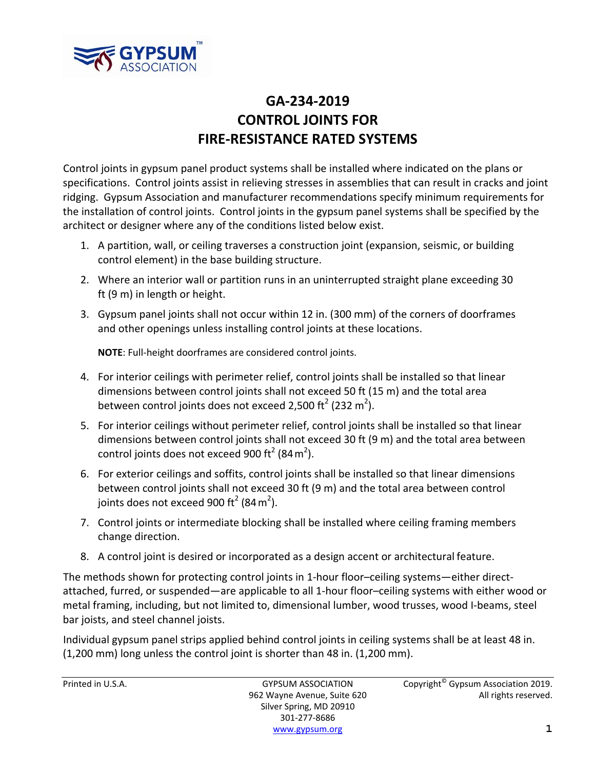# GA-234-2019
# CONTROL JOINTS FOR FIRE-RESISTANCE RATED SYSTEMS

Control joints in gypsum panel product systems shall be installed where indicated on the plans or specifications. Control joints assist in relieving stresses in assemblies that can result in cracks and joint ridging. Gypsum Association and manufacturer recommendations specify minimum requirements for the installation of control joints. Control joints in the gypsum panel systems shall be specified by the architect or designer where any of the conditions listed below exist.

1. A partition, wall, or ceiling traverses a construction joint (expansion, seismic, or building control element) in the base building structure.
2. Where an interior wall or partition runs in an uninterrupted straight plane exceeding 30 ft (9 m) in length or height.
3. Gypsum panel joints shall not occur within 12 in. (300 mm) of the corners of doorframes and other openings unless installing control joints at these locations.

   **NOTE**: Full-height doorframes are considered control joints.

4. For interior ceilings with perimeter relief, control joints shall be installed so that linear dimensions between control joints shall not exceed 50 ft (15 m) and the total area between control joints does not exceed 2,500 ft$^2$ (232 m$^2$).
5. For interior ceilings without perimeter relief, control joints shall be installed so that linear dimensions between control joints shall not exceed 30 ft (9 m) and the total area between control joints does not exceed 900 ft$^2$ (84 m$^2$).
6. For exterior ceilings and soffits, control joints shall be installed so that linear dimensions between control joints shall not exceed 30 ft (9 m) and the total area between control joints does not exceed 900 ft$^2$ (84 m$^2$).
7. Control joints or intermediate blocking shall be installed where ceiling framing members change direction.
8. A control joint is desired or incorporated as a design accent or architectural feature.

The methods shown for protecting control joints in 1-hour floor–ceiling systems—either direct-attached, furred, or suspended—are applicable to all 1-hour floor–ceiling systems with either wood or metal framing, including, but not limited to, dimensional lumber, wood trusses, wood I-beams, steel bar joists, and steel channel joists.

Individual gypsum panel strips applied behind control joints in ceiling systems shall be at least 48 in. (1,200 mm) long unless the control joint is shorter than 48 in. (1,200 mm).

Printed in U.S.A.

GYPSUM ASSOCIATION
962 Wayne Avenue, Suite 620
Silver Spring, MD 20910
301-277-8686
www.gypsum.org

Copyright© Gypsum Association 2019. All rights reserved.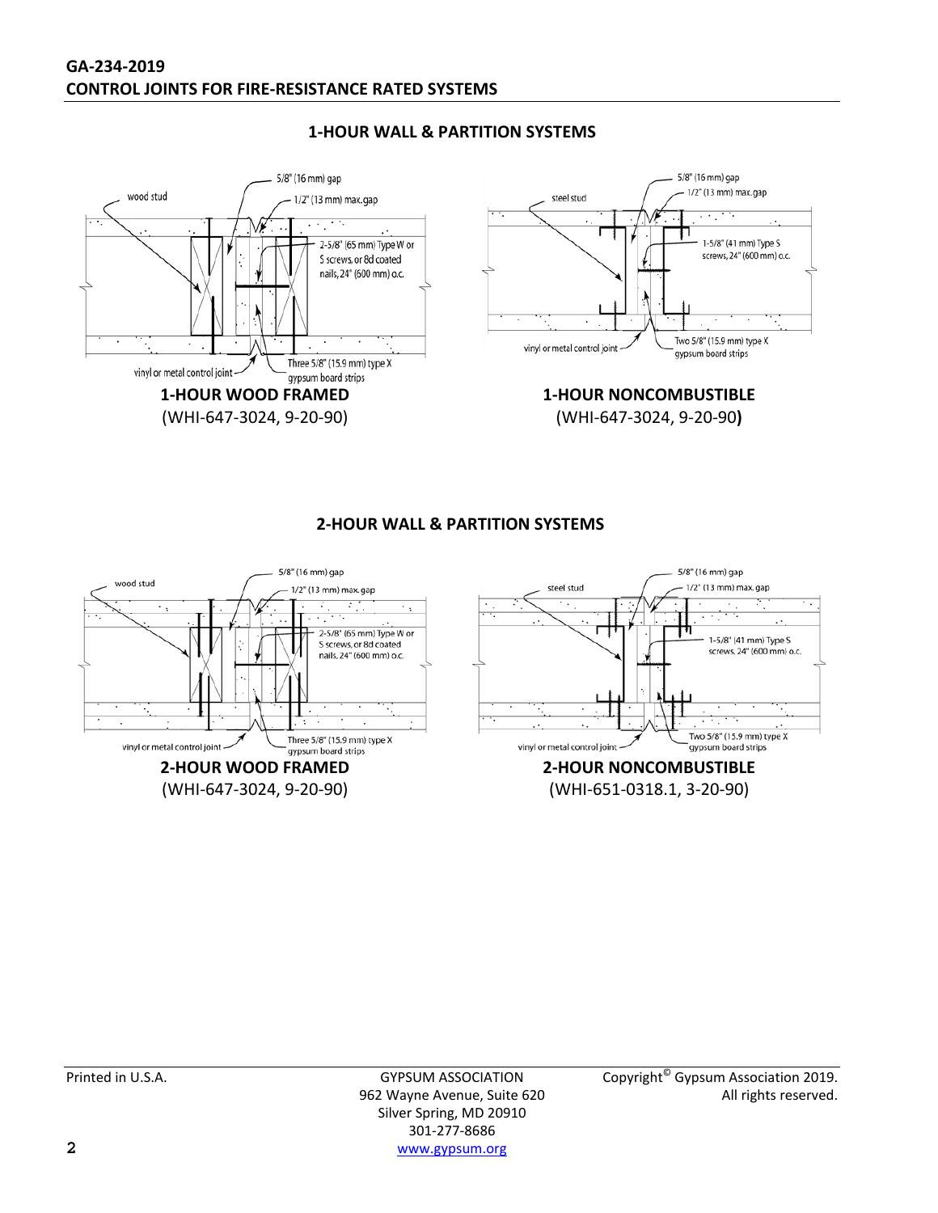## 1-HOUR WALL & PARTITION SYSTEMS

5/8" (16 mm) gap

wood stud

1/2" (13 mm) max. gap

2-5/8" (65 mm) Type W or S screws, or 8d coated nails, 24" (600 mm) o.c.

vinyl or metal control joint

Three 5/8" (15.9 mm) type X gypsum board strips

**1-HOUR WOOD FRAMED**
(WHI-647-3024, 9-20-90)

5/8" (16 mm) gap

steel stud

1/2" (13 mm) max. gap

1-5/8" (41 mm) Type S screws, 24" (600 mm) o.c.

vinyl or metal control joint

Two 5/8" (15.9 mm) type X gypsum board strips

**1-HOUR NONCOMBUSTIBLE**
(WHI-647-3024, 9-20-90)

## 2-HOUR WALL & PARTITION SYSTEMS

5/8" (16 mm) gap

wood stud

1/2" (13 mm) max. gap

2-5/8" (65 mm) Type W or S screws, or 8d coated nails, 24" (600 mm) o.c.

vinyl or metal control joint

Three 5/8" (15.9 mm) type X gypsum board strips

**2-HOUR WOOD FRAMED**
(WHI-647-3024, 9-20-90)

5/8" (16 mm) gap

steel stud

1/2" (13 mm) max. gap

1-5/8" (41 mm) Type S screws, 24" (600 mm) o.c.

vinyl or metal control joint

Two 5/8" (15.9 mm) type X gypsum board strips

**2-HOUR NONCOMBUSTIBLE**
(WHI-651-0318.1, 3-20-90)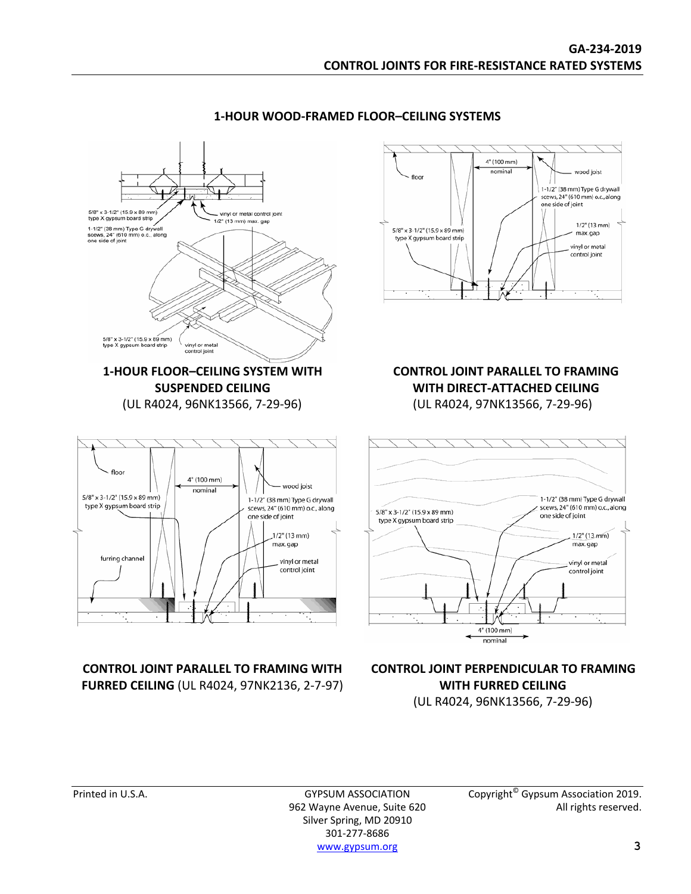## 1-HOUR WOOD-FRAMED FLOOR–CEILING SYSTEMS

5/8" x 3-1/2" (15.9 x 89 mm) type X gypsum board strip

vinyl or metal control joint 1/2" (13 mm) max. gap

1-1/2" (38 mm) Type G drywall scews, 24" (610 mm) o.c., along one side of joint

5/8" x 3-1/2" (15.9 x 89 mm) type X gypsum board strip

vinyl or metal control joint

**1-HOUR FLOOR–CEILING SYSTEM WITH SUSPENDED CEILING**
(UL R4024, 96NK13566, 7-29-96)

4" (100 mm) nominal

floor

wood joist

1-1/2" (38 mm) Type G drywall scews, 24" (610 mm) o.c., along one side of joint

1/2" (13 mm) max. gap

5/8" x 3-1/2" (15.9 x 89 mm) type X gypsum board strip

vinyl or metal control joint

**CONTROL JOINT PARALLEL TO FRAMING WITH DIRECT-ATTACHED CEILING**
(UL R4024, 97NK13566, 7-29-96)

floor

4" (100 mm) nominal

wood joist

5/8" x 3-1/2" (15.9 x 89 mm) type X gypsum board strip

1-1/2" (38 mm) Type G drywall scews, 24" (610 mm) o.c., along one side of joint

1/2" (13 mm) max. gap

furring channel

vinyl or metal control joint

**CONTROL JOINT PARALLEL TO FRAMING WITH FURRED CEILING** (UL R4024, 97NK2136, 2-7-97)

1-1/2" (38 mm) Type G drywall scews, 24" (610 mm) o.c., along one side of joint

5/8" x 3-1/2" (15.9 x 89 mm) type X gypsum board strip

1/2" (13 mm) max. gap

vinyl or metal control joint

4" (100 mm) nominal

**CONTROL JOINT PERPENDICULAR TO FRAMING WITH FURRED CEILING**
(UL R4024, 96NK13566, 7-29-96)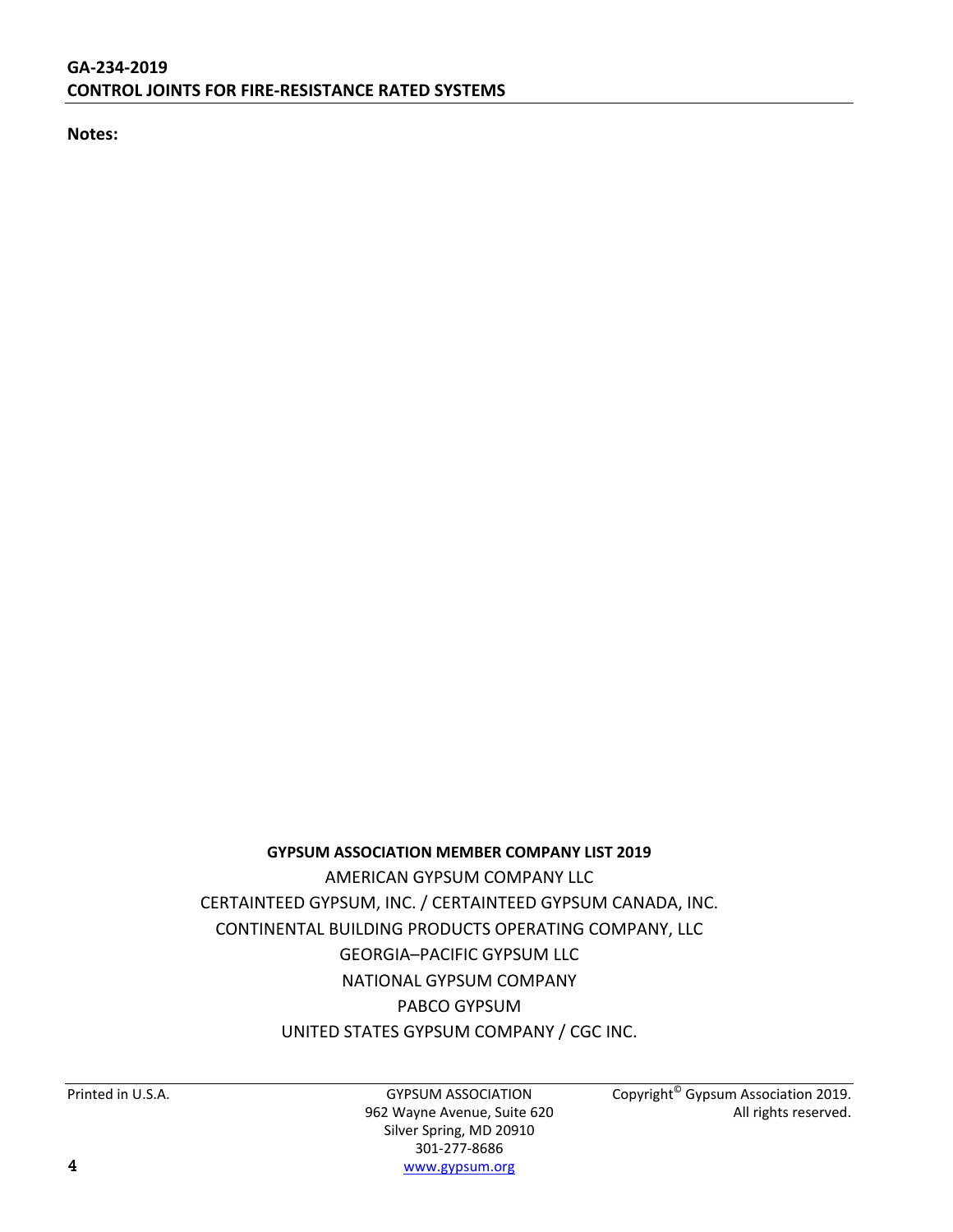**Notes:**

**GYPSUM ASSOCIATION MEMBER COMPANY LIST 2019**

AMERICAN GYPSUM COMPANY LLC

CERTAINTEED GYPSUM, INC. / CERTAINTEED GYPSUM CANADA, INC.

CONTINENTAL BUILDING PRODUCTS OPERATING COMPANY, LLC

GEORGIA–PACIFIC GYPSUM LLC

NATIONAL GYPSUM COMPANY

PABCO GYPSUM

UNITED STATES GYPSUM COMPANY / CGC INC.

Printed in U.S.A.

GYPSUM ASSOCIATION
962 Wayne Avenue, Suite 620
Silver Spring, MD 20910
301-277-8686
www.gypsum.org

Copyright© Gypsum Association 2019.
All rights reserved.